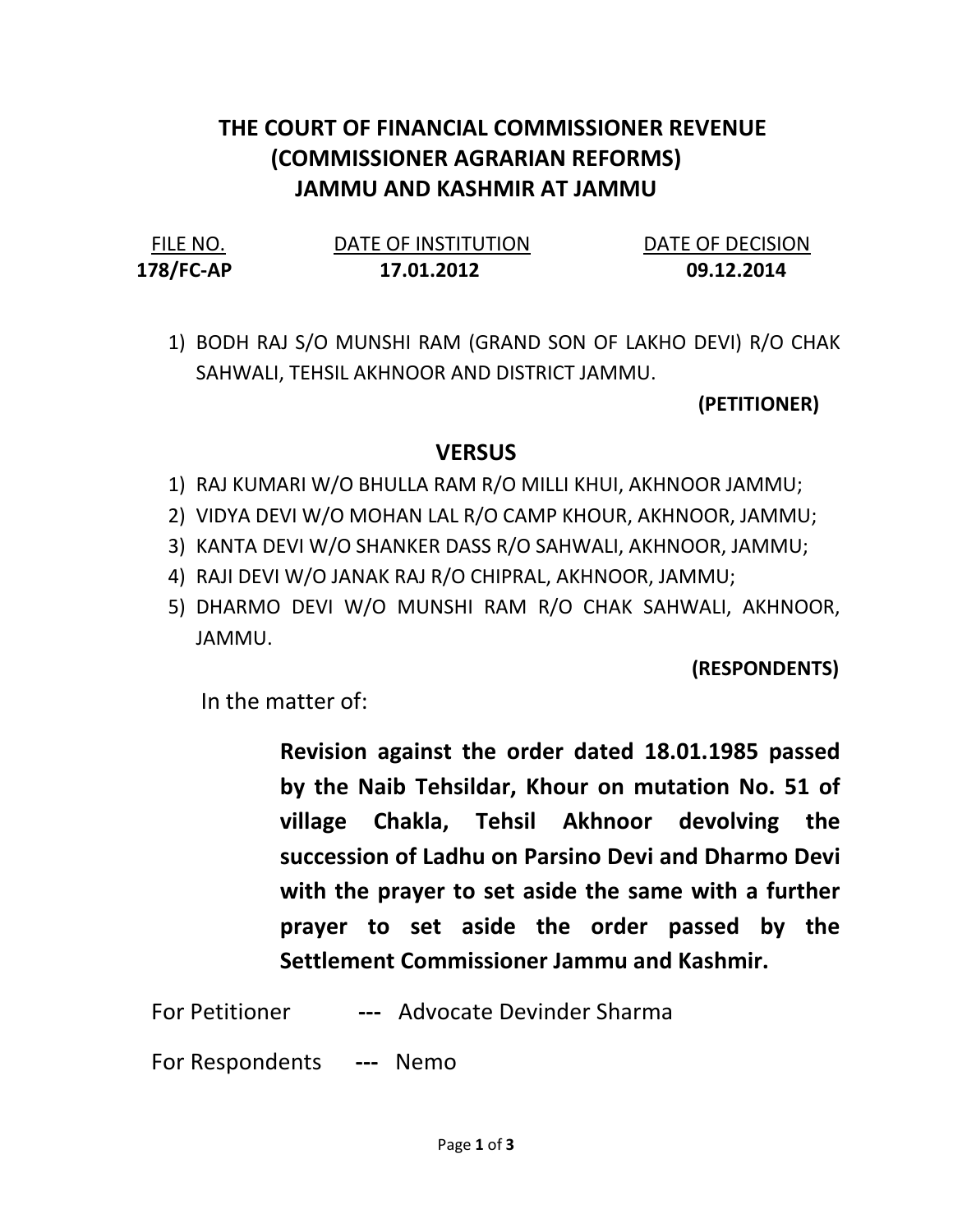# THE COURT OF FINANCIAL COMMISSIONER REVENUE (COMMISSIONER AGRARIAN REFORMS) JAMMU AND KASHMIR AT JAMMU

| FILE NO. | DATE OF INSTITUTION | DATE OF DECISION |
| --- | --- | --- |
| **178/FC-AP** | **17.01.2012** | **09.12.2014** |

1) BODH RAJ S/O MUNSHI RAM (GRAND SON OF LAKHO DEVI) R/O CHAK SAHWALI, TEHSIL AKHNOOR AND DISTRICT JAMMU.

**(PETITIONER)**

**VERSUS**

1) RAJ KUMARI W/O BHULLA RAM R/O MILLI KHUI, AKHNOOR JAMMU;
2) VIDYA DEVI W/O MOHAN LAL R/O CAMP KHOUR, AKHNOOR, JAMMU;
3) KANTA DEVI W/O SHANKER DASS R/O SAHWALI, AKHNOOR, JAMMU;
4) RAJI DEVI W/O JANAK RAJ R/O CHIPRAL, AKHNOOR, JAMMU;
5) DHARMO DEVI W/O MUNSHI RAM R/O CHAK SAHWALI, AKHNOOR, JAMMU.

**(RESPONDENTS)**

In the matter of:

> **Revision against the order dated 18.01.1985 passed by the Naib Tehsildar, Khour on mutation No. 51 of village Chakla, Tehsil Akhnoor devolving the succession of Ladhu on Parsino Devi and Dharmo Devi with the prayer to set aside the same with a further prayer to set aside the order passed by the Settlement Commissioner Jammu and Kashmir.**

For Petitioner --- Advocate Devinder Sharma

For Respondents --- Nemo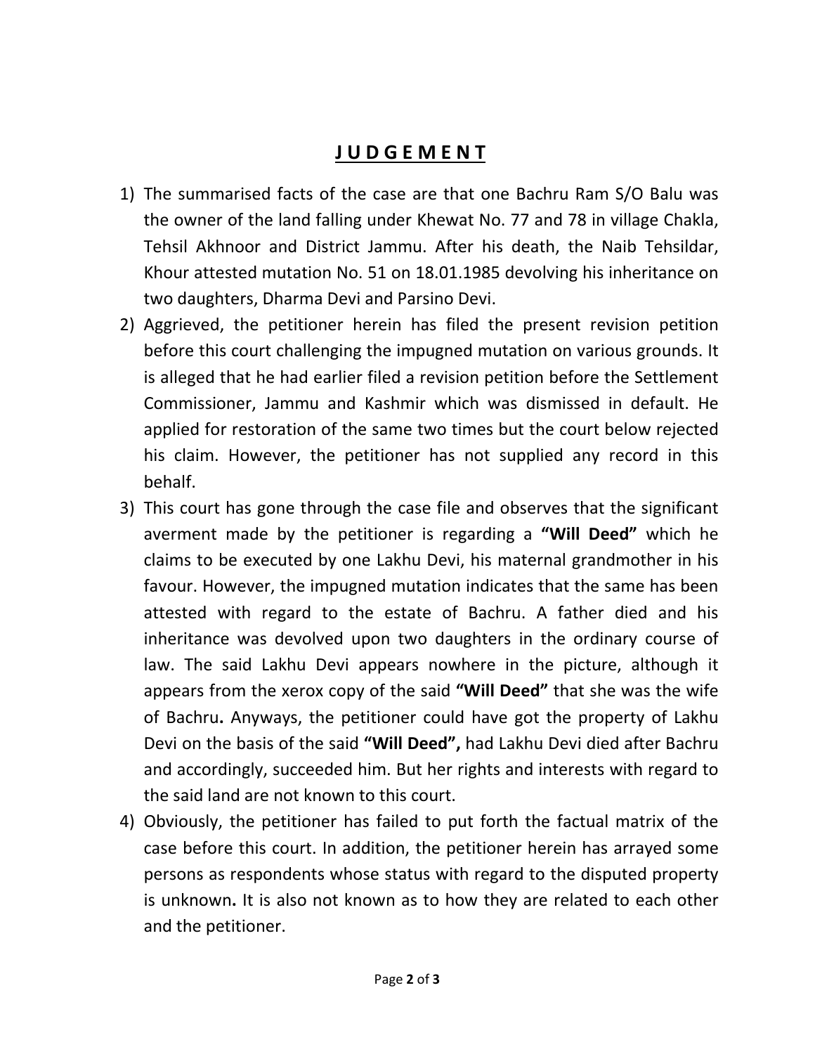# **J U D G E M E N T**

1) The summarised facts of the case are that one Bachru Ram S/O Balu was the owner of the land falling under Khewat No. 77 and 78 in village Chakla, Tehsil Akhnoor and District Jammu. After his death, the Naib Tehsildar, Khour attested mutation No. 51 on 18.01.1985 devolving his inheritance on two daughters, Dharma Devi and Parsino Devi.
2) Aggrieved, the petitioner herein has filed the present revision petition before this court challenging the impugned mutation on various grounds. It is alleged that he had earlier filed a revision petition before the Settlement Commissioner, Jammu and Kashmir which was dismissed in default. He applied for restoration of the same two times but the court below rejected his claim. However, the petitioner has not supplied any record in this behalf.
3) This court has gone through the case file and observes that the significant averment made by the petitioner is regarding a **"Will Deed"** which he claims to be executed by one Lakhu Devi, his maternal grandmother in his favour. However, the impugned mutation indicates that the same has been attested with regard to the estate of Bachru. A father died and his inheritance was devolved upon two daughters in the ordinary course of law. The said Lakhu Devi appears nowhere in the picture, although it appears from the xerox copy of the said **"Will Deed"** that she was the wife of Bachru**.** Anyways, the petitioner could have got the property of Lakhu Devi on the basis of the said **"Will Deed",** had Lakhu Devi died after Bachru and accordingly, succeeded him. But her rights and interests with regard to the said land are not known to this court.
4) Obviously, the petitioner has failed to put forth the factual matrix of the case before this court. In addition, the petitioner herein has arrayed some persons as respondents whose status with regard to the disputed property is unknown**.** It is also not known as to how they are related to each other and the petitioner.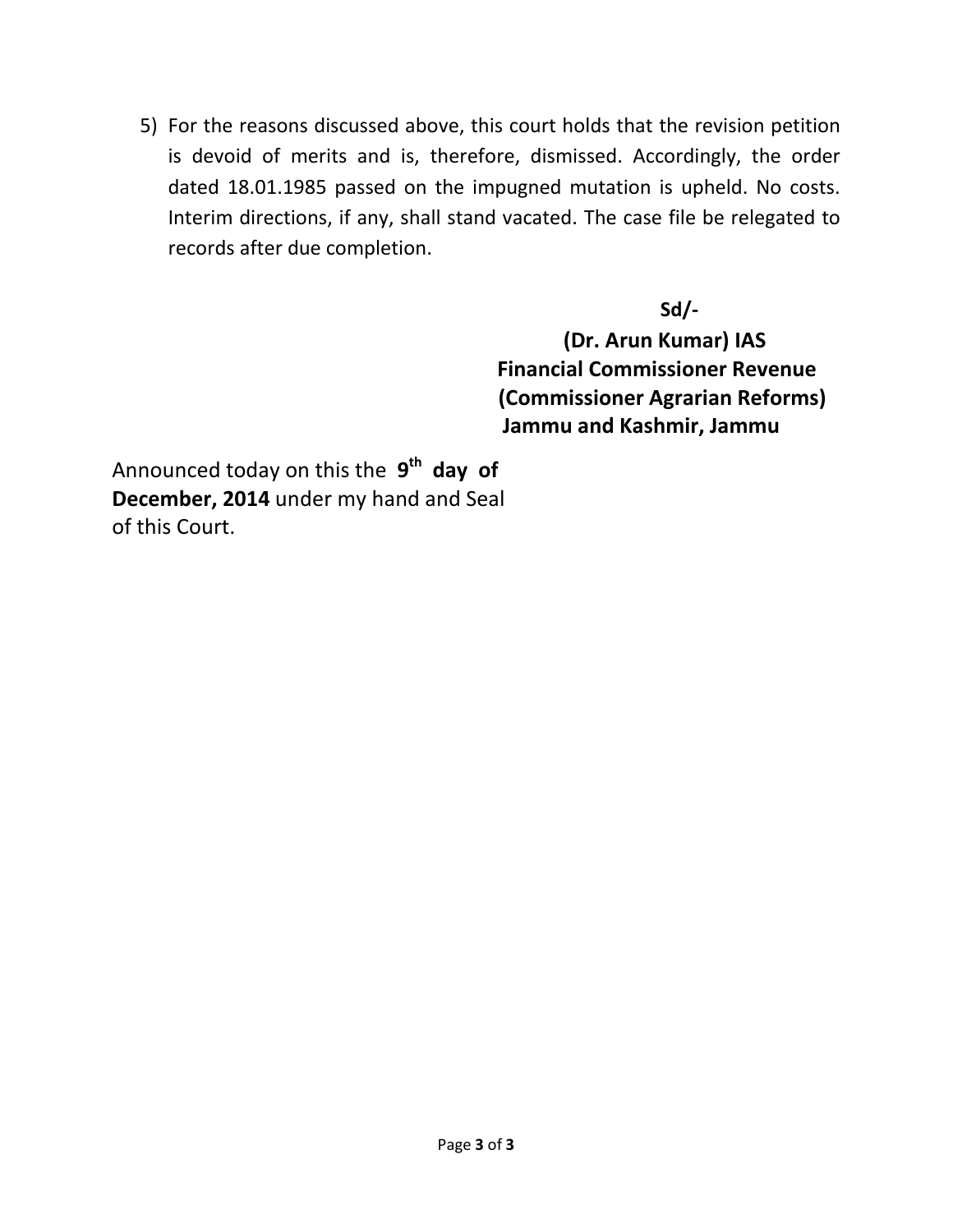5) For the reasons discussed above, this court holds that the revision petition is devoid of merits and is, therefore, dismissed. Accordingly, the order dated 18.01.1985 passed on the impugned mutation is upheld. No costs. Interim directions, if any, shall stand vacated. The case file be relegated to records after due completion.

**Sd/-**

**(Dr. Arun Kumar) IAS**
**Financial Commissioner Revenue**
**(Commissioner Agrarian Reforms)**
**Jammu and Kashmir, Jammu**

Announced today on this the **9th day of December, 2014** under my hand and Seal of this Court.